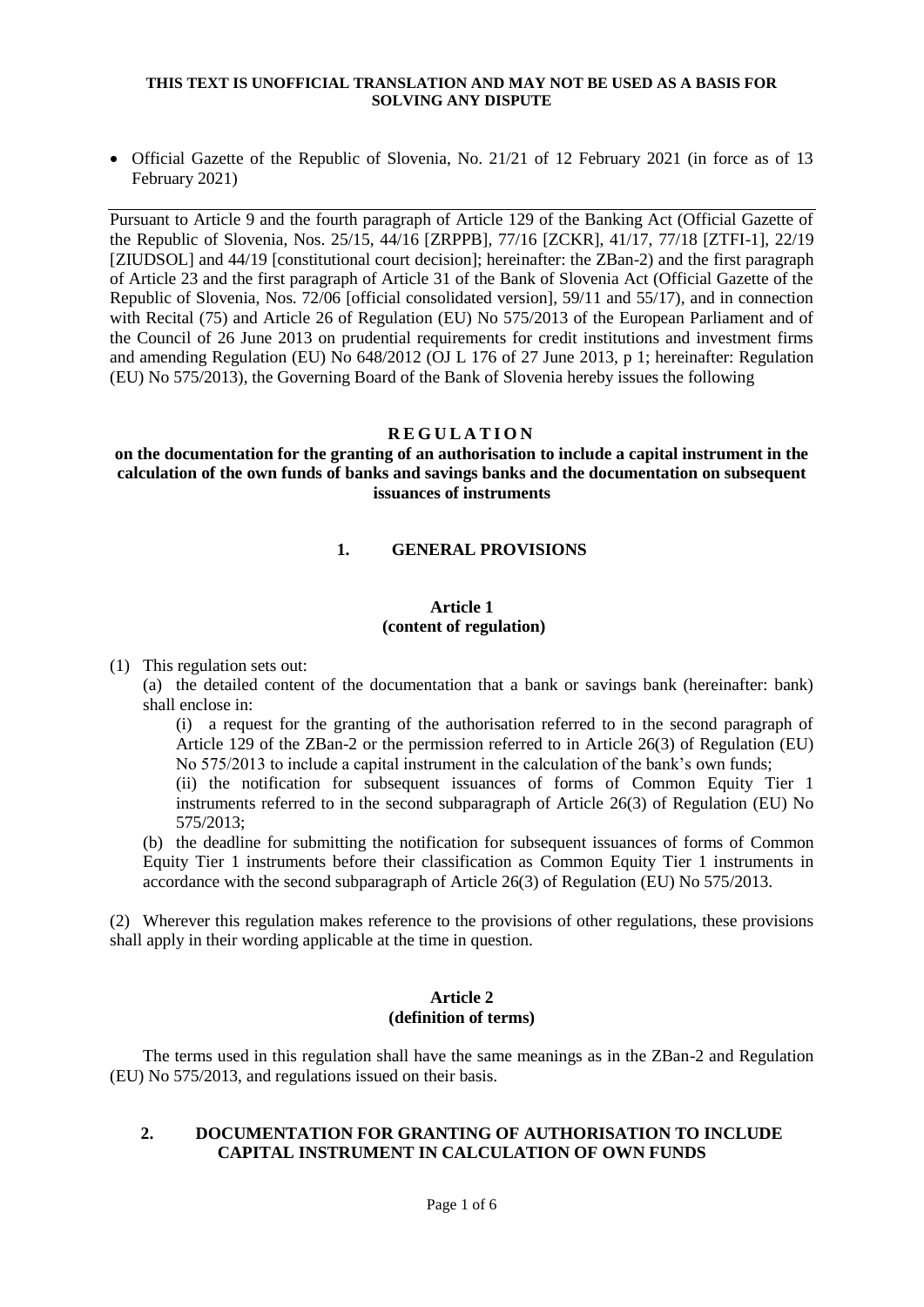**THIS TEXT IS UNOFFICIAL TRANSLATION AND MAY NOT BE USED AS A BASIS FOR SOLVING ANY DISPUTE**

- Official Gazette of the Republic of Slovenia, No. 21/21 of 12 February 2021 (in force as of 13 February 2021)

---

Pursuant to Article 9 and the fourth paragraph of Article 129 of the Banking Act (Official Gazette of the Republic of Slovenia, Nos. 25/15, 44/16 [ZRPPB], 77/16 [ZCKR], 41/17, 77/18 [ZTFI-1], 22/19 [ZIUDSOL] and 44/19 [constitutional court decision]; hereinafter: the ZBan-2) and the first paragraph of Article 23 and the first paragraph of Article 31 of the Bank of Slovenia Act (Official Gazette of the Republic of Slovenia, Nos. 72/06 [official consolidated version], 59/11 and 55/17), and in connection with Recital (75) and Article 26 of Regulation (EU) No 575/2013 of the European Parliament and of the Council of 26 June 2013 on prudential requirements for credit institutions and investment firms and amending Regulation (EU) No 648/2012 (OJ L 176 of 27 June 2013, p 1; hereinafter: Regulation (EU) No 575/2013), the Governing Board of the Bank of Slovenia hereby issues the following

# REGULATION

## on the documentation for the granting of an authorisation to include a capital instrument in the calculation of the own funds of banks and savings banks and the documentation on subsequent issuances of instruments

## 1. GENERAL PROVISIONS

### Article 1
### (content of regulation)

(1) This regulation sets out:

(a) the detailed content of the documentation that a bank or savings bank (hereinafter: bank) shall enclose in:

(i) a request for the granting of the authorisation referred to in the second paragraph of Article 129 of the ZBan-2 or the permission referred to in Article 26(3) of Regulation (EU) No 575/2013 to include a capital instrument in the calculation of the bank's own funds;

(ii) the notification for subsequent issuances of forms of Common Equity Tier 1 instruments referred to in the second subparagraph of Article 26(3) of Regulation (EU) No 575/2013;

(b) the deadline for submitting the notification for subsequent issuances of forms of Common Equity Tier 1 instruments before their classification as Common Equity Tier 1 instruments in accordance with the second subparagraph of Article 26(3) of Regulation (EU) No 575/2013.

(2) Wherever this regulation makes reference to the provisions of other regulations, these provisions shall apply in their wording applicable at the time in question.

### Article 2
### (definition of terms)

The terms used in this regulation shall have the same meanings as in the ZBan-2 and Regulation (EU) No 575/2013, and regulations issued on their basis.

## 2. DOCUMENTATION FOR GRANTING OF AUTHORISATION TO INCLUDE CAPITAL INSTRUMENT IN CALCULATION OF OWN FUNDS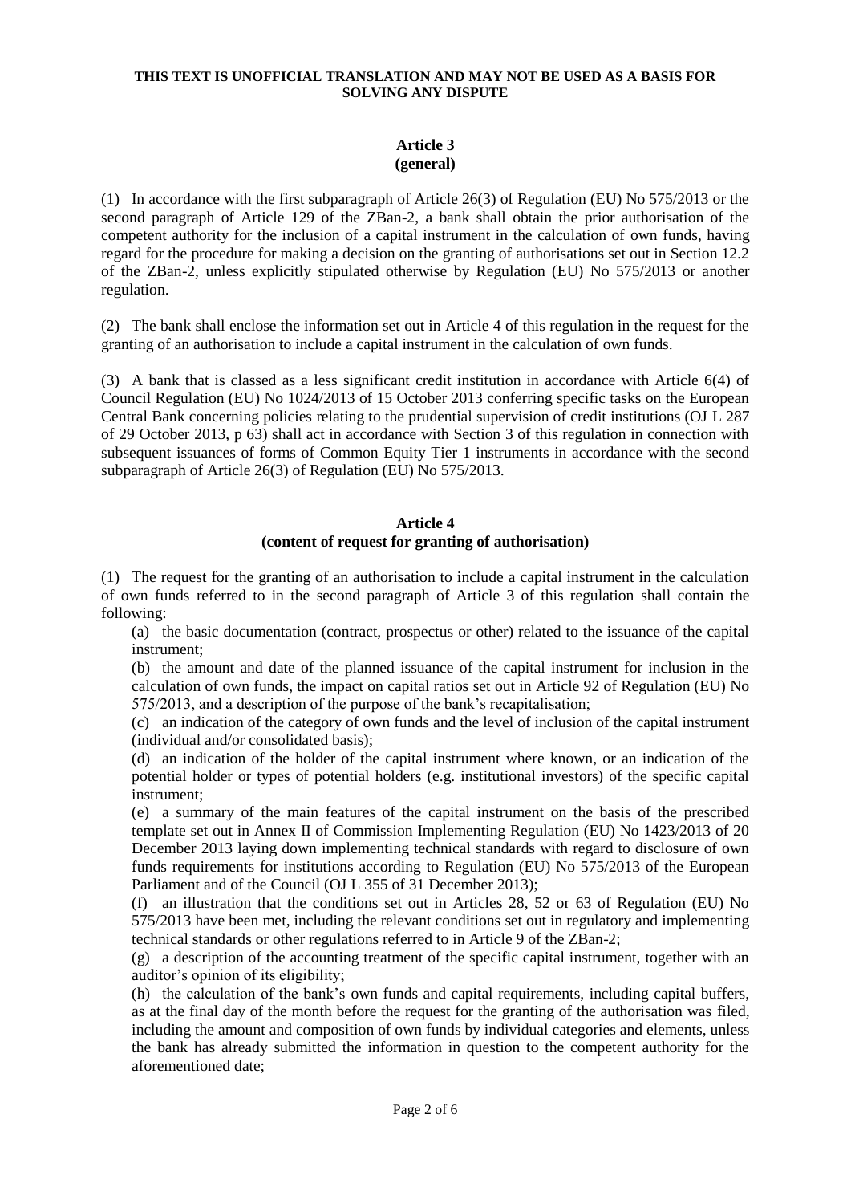**THIS TEXT IS UNOFFICIAL TRANSLATION AND MAY NOT BE USED AS A BASIS FOR SOLVING ANY DISPUTE**

### Article 3
### (general)

(1) In accordance with the first subparagraph of Article 26(3) of Regulation (EU) No 575/2013 or the second paragraph of Article 129 of the ZBan-2, a bank shall obtain the prior authorisation of the competent authority for the inclusion of a capital instrument in the calculation of own funds, having regard for the procedure for making a decision on the granting of authorisations set out in Section 12.2 of the ZBan-2, unless explicitly stipulated otherwise by Regulation (EU) No 575/2013 or another regulation.

(2) The bank shall enclose the information set out in Article 4 of this regulation in the request for the granting of an authorisation to include a capital instrument in the calculation of own funds.

(3) A bank that is classed as a less significant credit institution in accordance with Article 6(4) of Council Regulation (EU) No 1024/2013 of 15 October 2013 conferring specific tasks on the European Central Bank concerning policies relating to the prudential supervision of credit institutions (OJ L 287 of 29 October 2013, p 63) shall act in accordance with Section 3 of this regulation in connection with subsequent issuances of forms of Common Equity Tier 1 instruments in accordance with the second subparagraph of Article 26(3) of Regulation (EU) No 575/2013.

### Article 4
### (content of request for granting of authorisation)

(1) The request for the granting of an authorisation to include a capital instrument in the calculation of own funds referred to in the second paragraph of Article 3 of this regulation shall contain the following:

(a) the basic documentation (contract, prospectus or other) related to the issuance of the capital instrument;

(b) the amount and date of the planned issuance of the capital instrument for inclusion in the calculation of own funds, the impact on capital ratios set out in Article 92 of Regulation (EU) No 575/2013, and a description of the purpose of the bank's recapitalisation;

(c) an indication of the category of own funds and the level of inclusion of the capital instrument (individual and/or consolidated basis);

(d) an indication of the holder of the capital instrument where known, or an indication of the potential holder or types of potential holders (e.g. institutional investors) of the specific capital instrument;

(e) a summary of the main features of the capital instrument on the basis of the prescribed template set out in Annex II of Commission Implementing Regulation (EU) No 1423/2013 of 20 December 2013 laying down implementing technical standards with regard to disclosure of own funds requirements for institutions according to Regulation (EU) No 575/2013 of the European Parliament and of the Council (OJ L 355 of 31 December 2013);

(f) an illustration that the conditions set out in Articles 28, 52 or 63 of Regulation (EU) No 575/2013 have been met, including the relevant conditions set out in regulatory and implementing technical standards or other regulations referred to in Article 9 of the ZBan-2;

(g) a description of the accounting treatment of the specific capital instrument, together with an auditor's opinion of its eligibility;

(h) the calculation of the bank's own funds and capital requirements, including capital buffers, as at the final day of the month before the request for the granting of the authorisation was filed, including the amount and composition of own funds by individual categories and elements, unless the bank has already submitted the information in question to the competent authority for the aforementioned date;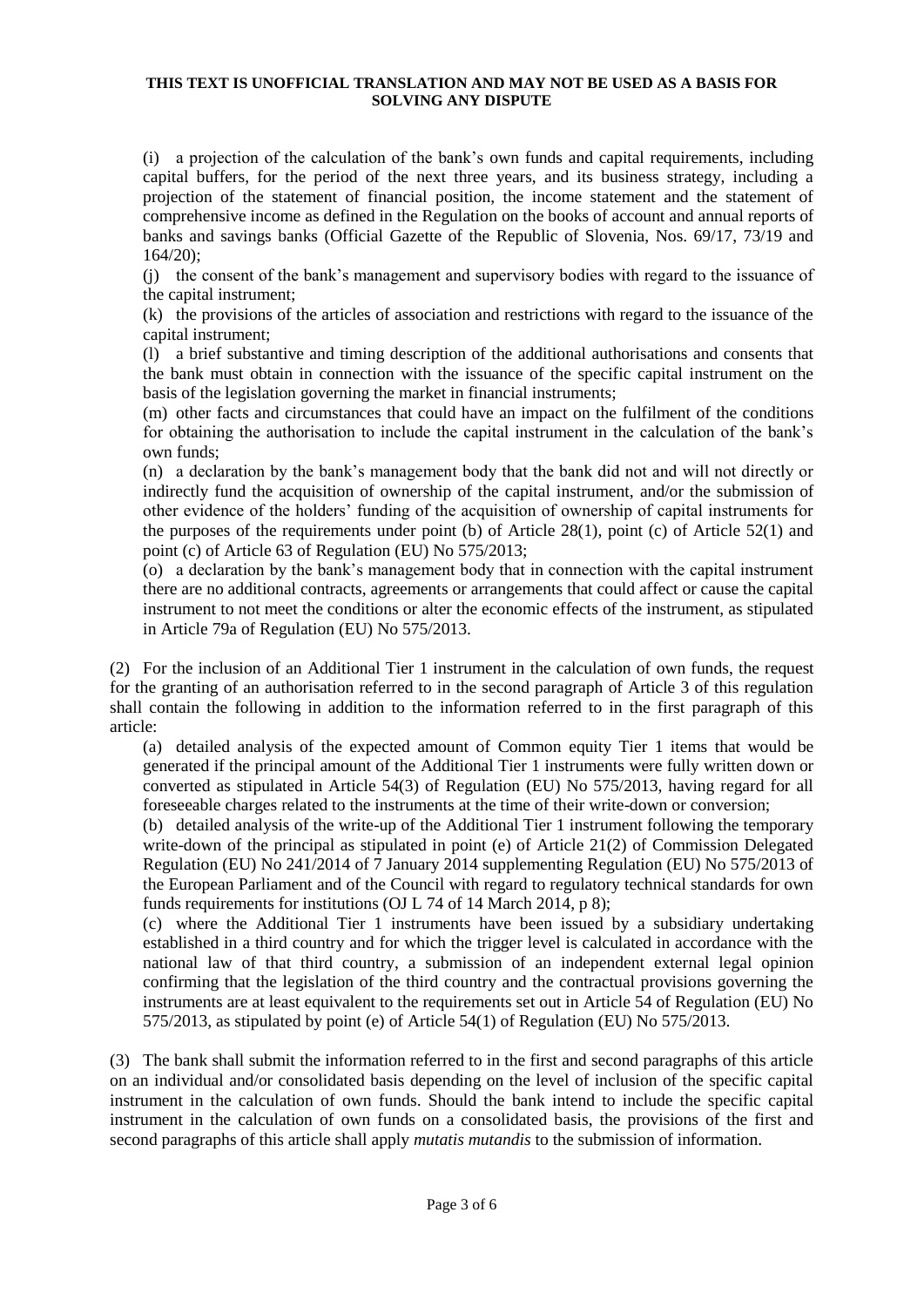**THIS TEXT IS UNOFFICIAL TRANSLATION AND MAY NOT BE USED AS A BASIS FOR SOLVING ANY DISPUTE**

(i) a projection of the calculation of the bank's own funds and capital requirements, including capital buffers, for the period of the next three years, and its business strategy, including a projection of the statement of financial position, the income statement and the statement of comprehensive income as defined in the Regulation on the books of account and annual reports of banks and savings banks (Official Gazette of the Republic of Slovenia, Nos. 69/17, 73/19 and 164/20);

(j) the consent of the bank's management and supervisory bodies with regard to the issuance of the capital instrument;

(k) the provisions of the articles of association and restrictions with regard to the issuance of the capital instrument;

(l) a brief substantive and timing description of the additional authorisations and consents that the bank must obtain in connection with the issuance of the specific capital instrument on the basis of the legislation governing the market in financial instruments;

(m) other facts and circumstances that could have an impact on the fulfilment of the conditions for obtaining the authorisation to include the capital instrument in the calculation of the bank's own funds;

(n) a declaration by the bank's management body that the bank did not and will not directly or indirectly fund the acquisition of ownership of the capital instrument, and/or the submission of other evidence of the holders' funding of the acquisition of ownership of capital instruments for the purposes of the requirements under point (b) of Article 28(1), point (c) of Article 52(1) and point (c) of Article 63 of Regulation (EU) No 575/2013;

(o) a declaration by the bank's management body that in connection with the capital instrument there are no additional contracts, agreements or arrangements that could affect or cause the capital instrument to not meet the conditions or alter the economic effects of the instrument, as stipulated in Article 79a of Regulation (EU) No 575/2013.

(2) For the inclusion of an Additional Tier 1 instrument in the calculation of own funds, the request for the granting of an authorisation referred to in the second paragraph of Article 3 of this regulation shall contain the following in addition to the information referred to in the first paragraph of this article:

(a) detailed analysis of the expected amount of Common equity Tier 1 items that would be generated if the principal amount of the Additional Tier 1 instruments were fully written down or converted as stipulated in Article 54(3) of Regulation (EU) No 575/2013, having regard for all foreseeable charges related to the instruments at the time of their write-down or conversion;

(b) detailed analysis of the write-up of the Additional Tier 1 instrument following the temporary write-down of the principal as stipulated in point (e) of Article 21(2) of Commission Delegated Regulation (EU) No 241/2014 of 7 January 2014 supplementing Regulation (EU) No 575/2013 of the European Parliament and of the Council with regard to regulatory technical standards for own funds requirements for institutions (OJ L 74 of 14 March 2014, p 8);

(c) where the Additional Tier 1 instruments have been issued by a subsidiary undertaking established in a third country and for which the trigger level is calculated in accordance with the national law of that third country, a submission of an independent external legal opinion confirming that the legislation of the third country and the contractual provisions governing the instruments are at least equivalent to the requirements set out in Article 54 of Regulation (EU) No 575/2013, as stipulated by point (e) of Article 54(1) of Regulation (EU) No 575/2013.

(3) The bank shall submit the information referred to in the first and second paragraphs of this article on an individual and/or consolidated basis depending on the level of inclusion of the specific capital instrument in the calculation of own funds. Should the bank intend to include the specific capital instrument in the calculation of own funds on a consolidated basis, the provisions of the first and second paragraphs of this article shall apply *mutatis mutandis* to the submission of information.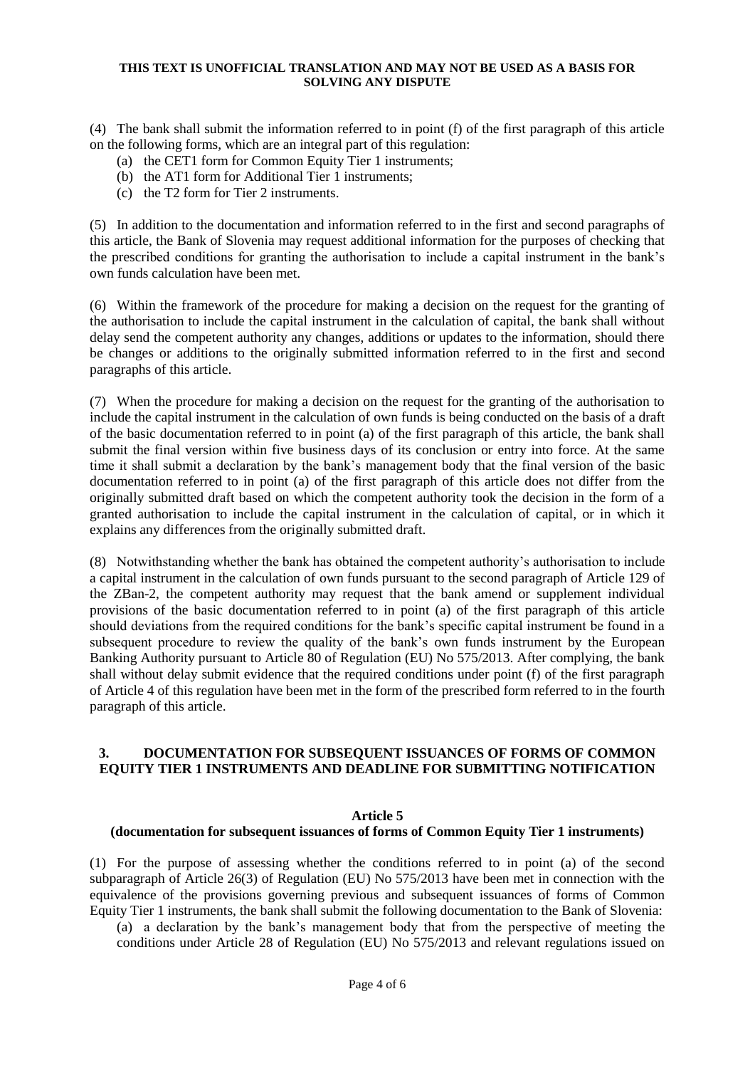(4) The bank shall submit the information referred to in point (f) of the first paragraph of this article on the following forms, which are an integral part of this regulation:

(a) the CET1 form for Common Equity Tier 1 instruments;
(b) the AT1 form for Additional Tier 1 instruments;
(c) the T2 form for Tier 2 instruments.

(5) In addition to the documentation and information referred to in the first and second paragraphs of this article, the Bank of Slovenia may request additional information for the purposes of checking that the prescribed conditions for granting the authorisation to include a capital instrument in the bank's own funds calculation have been met.

(6) Within the framework of the procedure for making a decision on the request for the granting of the authorisation to include the capital instrument in the calculation of capital, the bank shall without delay send the competent authority any changes, additions or updates to the information, should there be changes or additions to the originally submitted information referred to in the first and second paragraphs of this article.

(7) When the procedure for making a decision on the request for the granting of the authorisation to include the capital instrument in the calculation of own funds is being conducted on the basis of a draft of the basic documentation referred to in point (a) of the first paragraph of this article, the bank shall submit the final version within five business days of its conclusion or entry into force. At the same time it shall submit a declaration by the bank's management body that the final version of the basic documentation referred to in point (a) of the first paragraph of this article does not differ from the originally submitted draft based on which the competent authority took the decision in the form of a granted authorisation to include the capital instrument in the calculation of capital, or in which it explains any differences from the originally submitted draft.

(8) Notwithstanding whether the bank has obtained the competent authority's authorisation to include a capital instrument in the calculation of own funds pursuant to the second paragraph of Article 129 of the ZBan-2, the competent authority may request that the bank amend or supplement individual provisions of the basic documentation referred to in point (a) of the first paragraph of this article should deviations from the required conditions for the bank's specific capital instrument be found in a subsequent procedure to review the quality of the bank's own funds instrument by the European Banking Authority pursuant to Article 80 of Regulation (EU) No 575/2013. After complying, the bank shall without delay submit evidence that the required conditions under point (f) of the first paragraph of Article 4 of this regulation have been met in the form of the prescribed form referred to in the fourth paragraph of this article.

## 3. DOCUMENTATION FOR SUBSEQUENT ISSUANCES OF FORMS OF COMMON EQUITY TIER 1 INSTRUMENTS AND DEADLINE FOR SUBMITTING NOTIFICATION

### Article 5
### (documentation for subsequent issuances of forms of Common Equity Tier 1 instruments)

(1) For the purpose of assessing whether the conditions referred to in point (a) of the second subparagraph of Article 26(3) of Regulation (EU) No 575/2013 have been met in connection with the equivalence of the provisions governing previous and subsequent issuances of forms of Common Equity Tier 1 instruments, the bank shall submit the following documentation to the Bank of Slovenia:

(a) a declaration by the bank's management body that from the perspective of meeting the conditions under Article 28 of Regulation (EU) No 575/2013 and relevant regulations issued on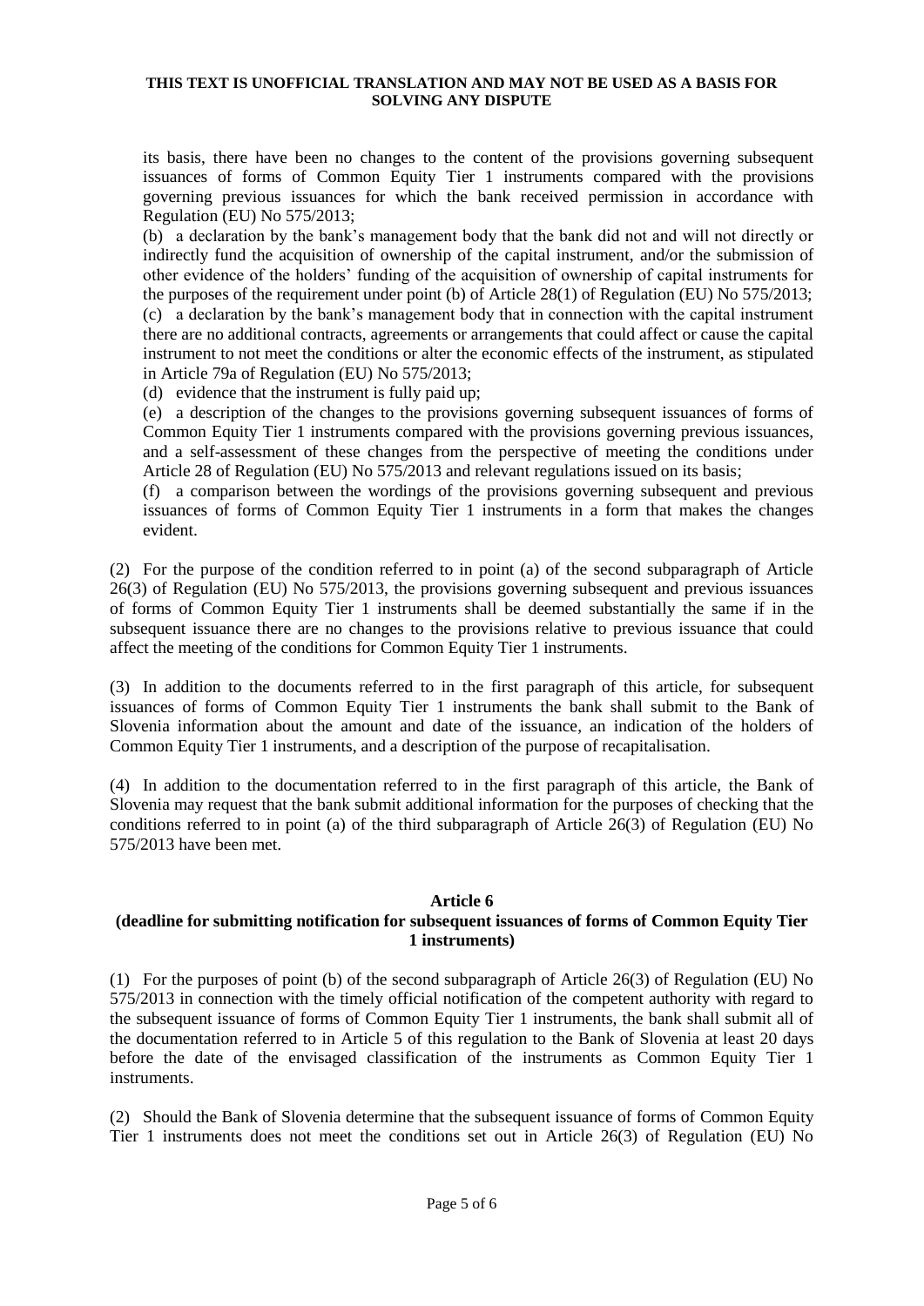its basis, there have been no changes to the content of the provisions governing subsequent issuances of forms of Common Equity Tier 1 instruments compared with the provisions governing previous issuances for which the bank received permission in accordance with Regulation (EU) No 575/2013;

(b) a declaration by the bank's management body that the bank did not and will not directly or indirectly fund the acquisition of ownership of the capital instrument, and/or the submission of other evidence of the holders' funding of the acquisition of ownership of capital instruments for the purposes of the requirement under point (b) of Article 28(1) of Regulation (EU) No 575/2013;

(c) a declaration by the bank's management body that in connection with the capital instrument there are no additional contracts, agreements or arrangements that could affect or cause the capital instrument to not meet the conditions or alter the economic effects of the instrument, as stipulated in Article 79a of Regulation (EU) No 575/2013;

(d) evidence that the instrument is fully paid up;

(e) a description of the changes to the provisions governing subsequent issuances of forms of Common Equity Tier 1 instruments compared with the provisions governing previous issuances, and a self-assessment of these changes from the perspective of meeting the conditions under Article 28 of Regulation (EU) No 575/2013 and relevant regulations issued on its basis;

(f) a comparison between the wordings of the provisions governing subsequent and previous issuances of forms of Common Equity Tier 1 instruments in a form that makes the changes evident.

(2) For the purpose of the condition referred to in point (a) of the second subparagraph of Article 26(3) of Regulation (EU) No 575/2013, the provisions governing subsequent and previous issuances of forms of Common Equity Tier 1 instruments shall be deemed substantially the same if in the subsequent issuance there are no changes to the provisions relative to previous issuance that could affect the meeting of the conditions for Common Equity Tier 1 instruments.

(3) In addition to the documents referred to in the first paragraph of this article, for subsequent issuances of forms of Common Equity Tier 1 instruments the bank shall submit to the Bank of Slovenia information about the amount and date of the issuance, an indication of the holders of Common Equity Tier 1 instruments, and a description of the purpose of recapitalisation.

(4) In addition to the documentation referred to in the first paragraph of this article, the Bank of Slovenia may request that the bank submit additional information for the purposes of checking that the conditions referred to in point (a) of the third subparagraph of Article 26(3) of Regulation (EU) No 575/2013 have been met.

### Article 6
### (deadline for submitting notification for subsequent issuances of forms of Common Equity Tier 1 instruments)

(1) For the purposes of point (b) of the second subparagraph of Article 26(3) of Regulation (EU) No 575/2013 in connection with the timely official notification of the competent authority with regard to the subsequent issuance of forms of Common Equity Tier 1 instruments, the bank shall submit all of the documentation referred to in Article 5 of this regulation to the Bank of Slovenia at least 20 days before the date of the envisaged classification of the instruments as Common Equity Tier 1 instruments.

(2) Should the Bank of Slovenia determine that the subsequent issuance of forms of Common Equity Tier 1 instruments does not meet the conditions set out in Article 26(3) of Regulation (EU) No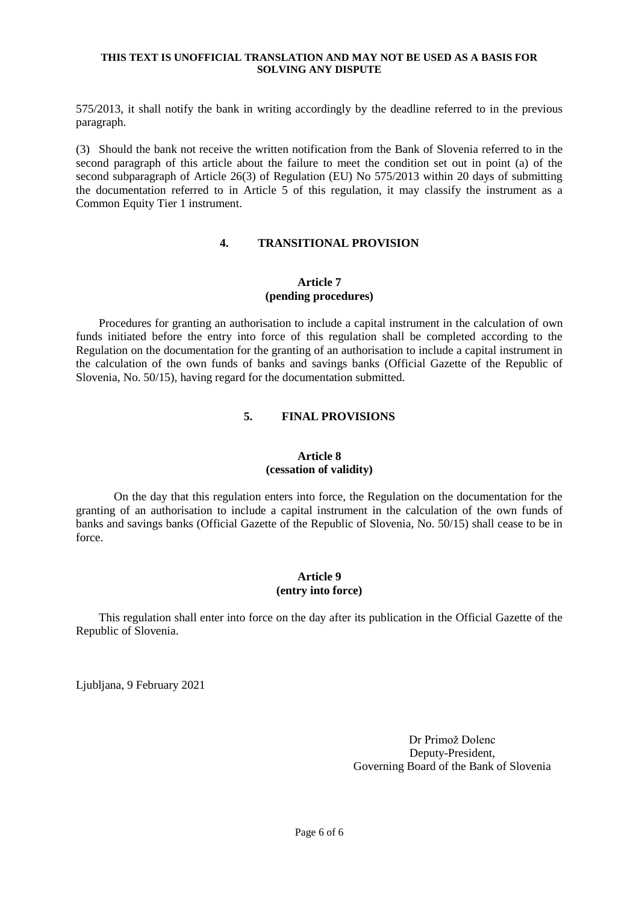575/2013, it shall notify the bank in writing accordingly by the deadline referred to in the previous paragraph.

(3) Should the bank not receive the written notification from the Bank of Slovenia referred to in the second paragraph of this article about the failure to meet the condition set out in point (a) of the second subparagraph of Article 26(3) of Regulation (EU) No 575/2013 within 20 days of submitting the documentation referred to in Article 5 of this regulation, it may classify the instrument as a Common Equity Tier 1 instrument.

## 4. TRANSITIONAL PROVISION

### Article 7
### (pending procedures)

Procedures for granting an authorisation to include a capital instrument in the calculation of own funds initiated before the entry into force of this regulation shall be completed according to the Regulation on the documentation for the granting of an authorisation to include a capital instrument in the calculation of the own funds of banks and savings banks (Official Gazette of the Republic of Slovenia, No. 50/15), having regard for the documentation submitted.

## 5. FINAL PROVISIONS

### Article 8
### (cessation of validity)

On the day that this regulation enters into force, the Regulation on the documentation for the granting of an authorisation to include a capital instrument in the calculation of the own funds of banks and savings banks (Official Gazette of the Republic of Slovenia, No. 50/15) shall cease to be in force.

### Article 9
### (entry into force)

This regulation shall enter into force on the day after its publication in the Official Gazette of the Republic of Slovenia.

Ljubljana, 9 February 2021

Dr Primož Dolenc
Deputy-President,
Governing Board of the Bank of Slovenia